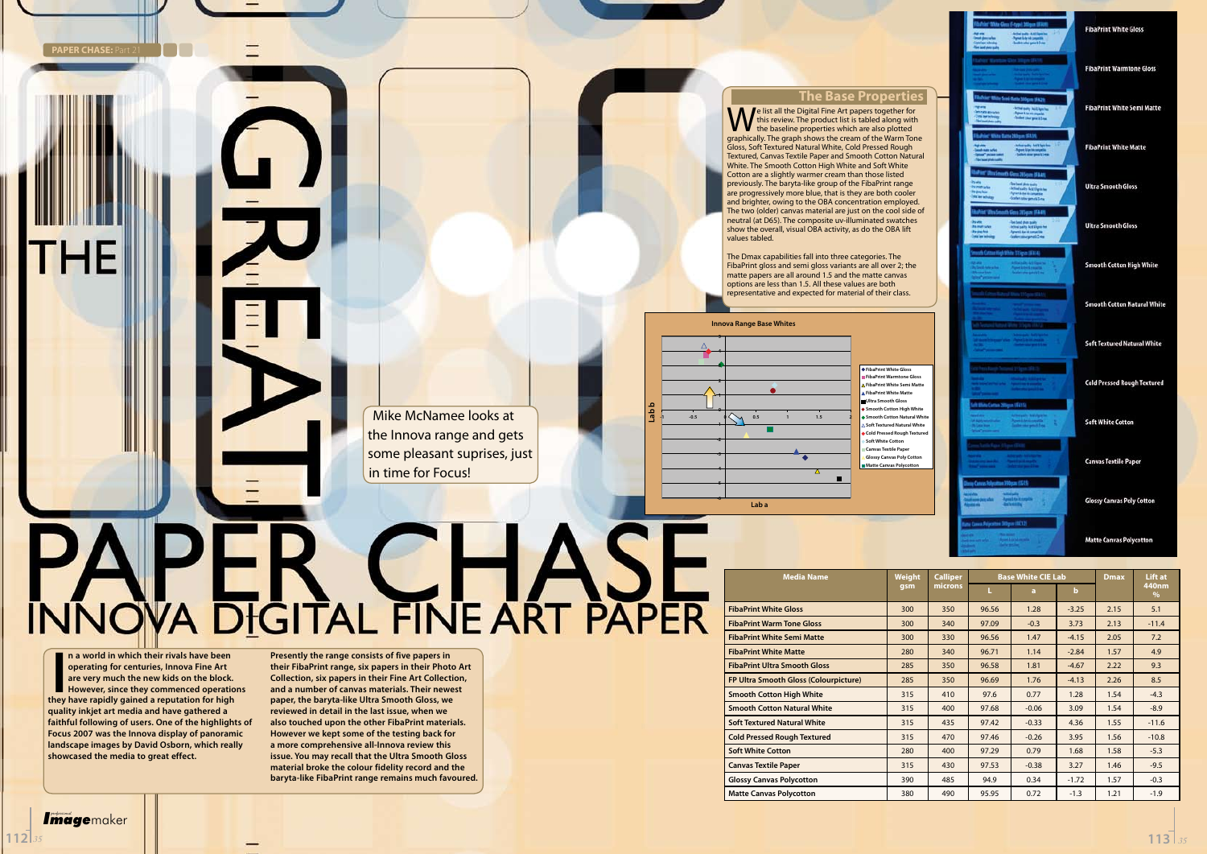# THE GREAT PAPER CHASE

## INNOVA DIGITAL FINE ART PAPER

Mike McNamee looks at the Innova range and gets some pleasant suprises, just in time for Focus!

**In a world in which their rivals have been operating for centuries, Innova Fine Art are very much the new kids on the block. However, since they commenced operations they have rapidly gained a reputation for high quality inkjet art media and have gathered a faithful following of users. One of the highlights of Focus 2007 was the Innova display of panoramic landscape images by David Osborn, which really showcased the media to great effect.**

**Presently the range consists of five papers in their FibaPrint range, six papers in their Photo Art Collection, six papers in their Fine Art Collection, and a number of canvas materials. Their newest paper, the baryta-like Ultra Smooth Gloss, we reviewed in detail in the last issue, when we also touched upon the other FibaPrint materials. However we kept some of the testing back for a more comprehensive all-Innova review this issue. You may recall that the Ultra Smooth Gloss material broke the colour fidelity record and the baryta-like FibaPrint range remains much favoured.**

### The Base Properties

We list all the Digital Fine Art papers together for this review. The product list is tabled along with the baseline properties which are also plotted graphically. The graph shows the cream of the Warm Tone Gloss, Soft Textured Natural White, Cold Pressed Rough Textured, Canvas Textile Paper and Smooth Cotton Natural White. The Smooth Cotton High White and Soft White Cotton are a slightly warmer cream than those listed previously. The baryta-like group of the FibaPrint range are progressively more blue, that is they are both cooler and brighter, owing to the OBA concentration employed. The two (older) canvas material are just on the cool side of neutral (at D65). The composite uv-illuminated swatches show the overall, visual OBA activity, as do the OBA lift values tabled.

The Dmax capabilities fall into three categories. The FibaPrint gloss and semi gloss variants are all over 2; the matte papers are all around 1.5 and the matte canvas options are less than 1.5. All these values are both representative and expected for material of their class.

Innova Range Base Whites

| Media Name | Weight gsm | Calliper microns | Base White CIE Lab | | | Dmax | Lift at 440nm % |
|---|---|---|---|---|---|---|---|
| | | | L | a | b | | |
| FibaPrint White Gloss | 300 | 350 | 96.56 | 1.28 | -3.25 | 2.15 | 5.1 |
| FibaPrint Warm Tone Gloss | 300 | 340 | 97.09 | -0.3 | 3.73 | 2.13 | -11.4 |
| FibaPrint White Semi Matte | 300 | 330 | 96.56 | 1.47 | -4.15 | 2.05 | 7.2 |
| FibaPrint White Matte | 280 | 340 | 96.71 | 1.14 | -2.84 | 1.57 | 4.9 |
| FibaPrint Ultra Smooth Gloss | 285 | 350 | 96.58 | 1.81 | -4.67 | 2.22 | 9.3 |
| FP Ultra Smooth Gloss (Colourpicture) | 285 | 350 | 96.69 | 1.76 | -4.13 | 2.26 | 8.5 |
| Smooth Cotton High White | 315 | 410 | 97.6 | 0.77 | 1.28 | 1.54 | -4.3 |
| Smooth Cotton Natural White | 315 | 400 | 97.68 | -0.06 | 3.09 | 1.54 | -8.9 |
| Soft Textured Natural White | 315 | 435 | 97.42 | -0.33 | 4.36 | 1.55 | -11.6 |
| Cold Pressed Rough Textured | 315 | 470 | 97.46 | -0.26 | 3.95 | 1.56 | -10.8 |
| Soft White Cotton | 280 | 400 | 97.29 | 0.79 | 1.68 | 1.58 | -5.3 |
| Canvas Textile Paper | 315 | 430 | 97.53 | -0.38 | 3.27 | 1.46 | -9.5 |
| Glossy Canvas Polycotton | 390 | 485 | 94.9 | 0.34 | -1.72 | 1.57 | -0.3 |
| Matte Canvas Polycotton | 380 | 490 | 95.95 | 0.72 | -1.3 | 1.21 | -1.9 |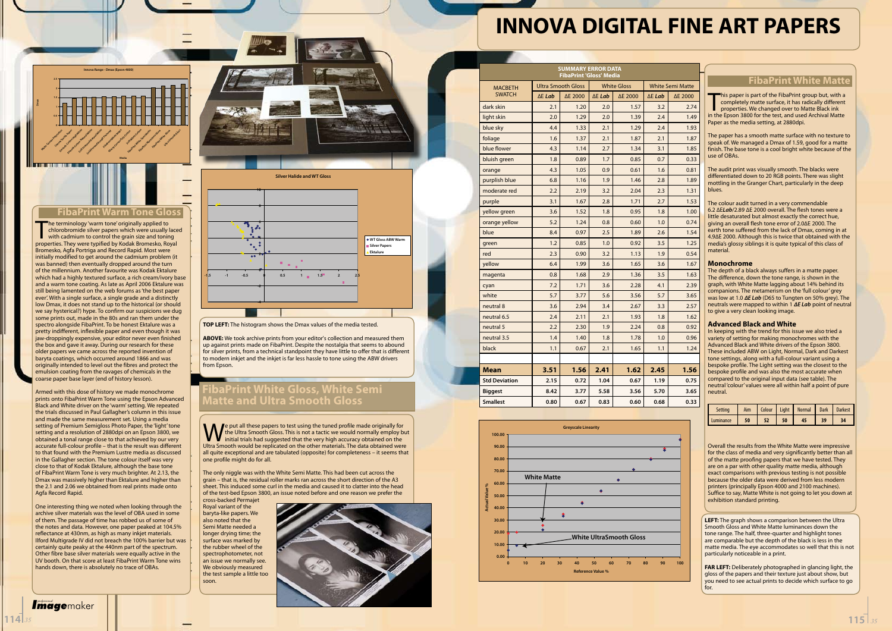# INNOVA DIGITAL FINE ART PAPERS

## FibaPrint Warm Tone Gloss

The terminology 'warm tone' originally applied to chlorobromide silver papers which were usually laced with cadmium to control the grain size and toning properties. They were typified by Kodak Bromesko, Royal Bromesko, Agfa Portriga and Record Rapid. Most were initially modified to get around the cadmium problem (it was banned) then eventually dropped around the turn of the millennium. Another favourite was Kodak Ektalure which had a highly textured surface, a rich cream/ivory base and a warm tone coating. As late as April 2006 Ektalure was still being lamented on the web forums as 'the best paper ever'. With a single surface, a single grade and a distinctly low Dmax, it does not stand up to the historical (or should we say hysterical?) hype. To confirm our suspicions we dug some prints out, made in the 80s and ran them under the spectro alongside FibaPrint. To be honest Ektalure was a pretty indifferent, inflexible paper and even though it was jaw-droppingly expensive, your editor never even finished the box and gave it away. During our research for these older papers we came across the reported invention of baryta coatings, which occurred around 1866 and was originally intended to level out the fibres and protect the emulsion coating from the ravages of chemicals in the coarse paper base layer (end of history lesson).

Armed with this dose of history we made monochrome prints onto FibaPrint Warm Tone using the Epson Advanced Black and White driver on the 'warm' setting. We repeated the trials discussed in Paul Gallagher's column in this issue and made the same measurement set. Using a media setting of Premium Semigloss Photo Paper, the 'light' tone setting and a resolution of 2880dpi on an Epson 3800, we obtained a tonal range close to that achieved by our very accurate full-colour profile – that is the result was different to that found with the Premium Lustre media as discussed in the Gallagher section. The tone colour itself was very close to that of Kodak Ektalure, although the base tone of FibaPrint Warm Tone is very much brighter. At 2.13, the Dmax was massively higher than Ektalure and higher than the 2.1 and 2.06 we obtained from real prints made onto Agfa Record Rapid.

One interesting thing we noted when looking through the archive silver materials was the level of OBA used in some of them. The passage of time has robbed us of some of the notes and data. However, one paper peaked at 104.5% reflectance at 430nm, as high as many inkjet materials. Ilford Multigrade IV did not breach the 100% barrier but was certainly quite peaky at the 440nm part of the spectrum. Other fibre base silver materials were equally active in the UV booth. On that score at least FibaPrint Warm Tone wins hands down, there is absolutely no trace of OBAs.

**TOP LEFT:** The histogram shows the Dmax values of the media tested.

**ABOVE:** We took archive prints from your editor's collection and measured them up against prints made on FibaPrint. Despite the nostalgia that seems to abound for silver prints, from a technical standpoint they have little to offer that is different to modern inkjet and the inkjet is far less hassle to tone using the ABW drivers from Epson.

## FibaPrint White Gloss, White Semi Matte and Ultra Smooth Gloss

We put all these papers to test using the tuned profile made originally for the Ultra Smooth Gloss. This is not a tactic we would normally employ but initial trials had suggested that the very high accuracy obtained on the Ultra Smooth would be replicated on the other materials. The data obtained were all quite exceptional and are tabulated (opposite) for completeness – it seems that one profile might do for all.

The only niggle was with the White Semi Matte. This had been cut across the grain – that is, the residual roller marks ran across the short direction of the A3 sheet. This induced some curl in the media and caused it to clatter into the head of the test-bed Epson 3800, an issue noted before and one reason we prefer the cross-backed Permajet Royal variant of the baryta-like papers. We also noted that the Semi Matte needed a longer drying time; the surface was marked by the rubber wheel of the spectrophotometer, not an issue we normally see. We obviously measured the test sample a little too soon.

**SUMMARY ERROR DATA**
**FibaPrint 'Gloss' Media**

| MACBETH SWATCH | Ultra Smooth Gloss | | White Gloss | | White Semi Matte | |
|---|---|---|---|---|---|---|
| | ΔE Lab | ΔE 2000 | ΔE Lab | ΔE 2000 | ΔE Lab | ΔE 2000 |
| dark skin | 2.1 | 1.20 | 2.0 | 1.57 | 3.2 | 2.74 |
| light skin | 2.0 | 1.29 | 2.0 | 1.39 | 2.4 | 1.49 |
| blue sky | 4.4 | 1.33 | 2.1 | 1.29 | 2.4 | 1.93 |
| foliage | 1.6 | 1.37 | 2.1 | 1.87 | 2.1 | 1.87 |
| blue flower | 4.3 | 1.14 | 2.7 | 1.34 | 3.1 | 1.85 |
| bluish green | 1.8 | 0.89 | 1.7 | 0.85 | 0.7 | 0.33 |
| orange | 4.3 | 1.05 | 0.9 | 0.61 | 1.6 | 0.81 |
| purplish blue | 6.8 | 1.16 | 1.9 | 1.46 | 2.8 | 1.89 |
| moderate red | 2.2 | 2.19 | 3.2 | 2.04 | 2.3 | 1.31 |
| purple | 3.1 | 1.67 | 2.8 | 1.71 | 2.7 | 1.53 |
| yellow green | 3.6 | 1.52 | 1.8 | 0.95 | 1.8 | 1.00 |
| orange yellow | 5.2 | 1.24 | 0.8 | 0.60 | 1.0 | 0.74 |
| blue | 8.4 | 0.97 | 2.5 | 1.89 | 2.6 | 1.54 |
| green | 1.2 | 0.85 | 1.0 | 0.92 | 3.5 | 1.25 |
| red | 2.3 | 0.90 | 3.2 | 1.13 | 1.9 | 0.54 |
| yellow | 6.4 | 1.99 | 3.6 | 1.65 | 3.6 | 1.67 |
| magenta | 0.8 | 1.68 | 2.9 | 1.36 | 3.5 | 1.63 |
| cyan | 7.2 | 1.71 | 3.6 | 2.28 | 4.1 | 2.39 |
| white | 5.7 | 3.77 | 5.6 | 3.56 | 5.7 | 3.65 |
| neutral 8 | 3.6 | 2.94 | 3.4 | 2.67 | 3.3 | 2.57 |
| neutral 6.5 | 2.4 | 2.11 | 2.1 | 1.93 | 1.8 | 1.62 |
| neutral 5 | 2.2 | 2.30 | 1.9 | 2.24 | 0.8 | 0.92 |
| neutral 3.5 | 1.4 | 1.40 | 1.8 | 1.78 | 1.0 | 0.96 |
| black | 1.1 | 0.67 | 2.1 | 1.65 | 1.1 | 1.24 |
| **Mean** | **3.51** | **1.56** | **2.41** | **1.62** | **2.45** | **1.56** |
| **Std Deviation** | 2.15 | 0.72 | 1.04 | 0.67 | 1.19 | 0.75 |
| **Biggest** | 8.42 | 3.77 | 5.58 | 3.56 | 5.70 | 3.65 |
| **Smallest** | 0.80 | 0.67 | 0.83 | 0.60 | 0.68 | 0.33 |

## FibaPrint White Matte

This paper is part of the FibaPrint group but, with a completely matte surface, it has radically different properties. We changed over to Matte Black ink in the Epson 3800 for the test, and used Archival Matte Paper as the media setting, at 2880dpi.

The paper has a smooth matte surface with no texture to speak of. We managed a Dmax of 1.59, good for a matte finish. The base tone is a cool bright white because of the use of OBAs.

The audit print was visually smooth. The blacks were differentiated down to 20 RGB points. There was slight mottling in the Granger Chart, particularly in the deep blues.

The colour audit turned in a very commendable 6.2 Δ*ELab*/2.89 ΔE 2000 overall. The flesh tones were a little desaturated but almost exactly the correct hue, giving an overall flesh tone error of 2.0ΔE 2000. The earth tone suffered from the lack of Dmax, coming in at 4.9ΔE 2000. Although this is twice that obtained with the media's glossy siblings it is quite typical of this class of material.

### Monochrome

The depth of a black always suffers in a matte paper. The difference, down the tone range, is shown in the graph, with White Matte lagging about 14% behind its companions. The metamerism on the 'full colour' grey was low at 1.0 ***ΔE Lab*** (D65 to Tungten on 50% grey). The neutrals were mapped to within 1 ***ΔE Lab*** point of neutral to give a very clean looking image.

### Advanced Black and White

In keeping with the trend for this issue we also tried a variety of setting for making monochromes with the Advanced Black and White drivers of the Epson 3800. These included ABW on Light, Normal, Dark and Darkest tone settings, along with a full-colour variant using a bespoke profile. The Light setting was the closest to the bespoke profile and was also the most accurate when compared to the original input data (see table). The neutral 'colour' values were all within half a point of pure neutral.

| Setting | Aim | Colour | Light | Normal | Dark | Darkest |
|---|---|---|---|---|---|---|
| Luminance | 50 | 52 | 50 | 45 | 39 | 34 |

Overall the results from the White Matte were impressive for the class of media and very significantly better than all of the matte proofing papers that we have tested. They are on a par with other quality matte media, although exact comparisons with previous testing is not possible because the older data were derived from less modern printers (principally Epson 4000 and 2100 machines). Suffice to say, Matte White is not going to let you down at exhibition standard printing.

**LEFT:** The graph shows a comparison between the Ultra Smooth Gloss and White Matte luminances down the tone range. The half, three-quarter and highlight tones are comparable but the depth of the black is less in the matte media. The eye accommodates so well that this is not particularly noticeable in a print.

**FAR LEFT:** Deliberately photographed in glancing light, the gloss of the papers and their texture just about show, but you need to see actual prints to decide which surface to go for.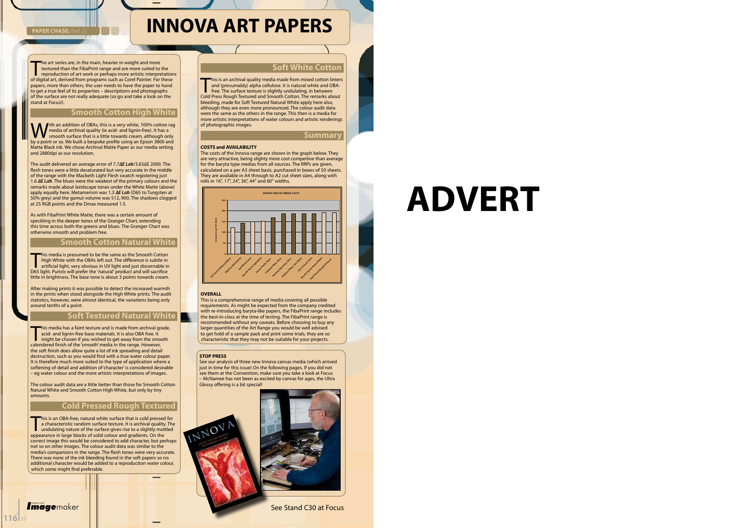# INNOVA ART PAPERS

The art series are, in the main, heavier in weight and more textured than the FibaPrint range and are more suited to the reproduction of art work or perhaps more artistic interpretations of digital art, derived from programs such as Corel Painter. For these papers, more than others, the user needs to have the paper to hand to get a true feel of its properties – descriptions and photographs of the surface are not really adequate (so go and take a look on the stand at Focus!).

## Smooth Cotton High White

With an addition of OBAs, this is a very white, 100% cotton rag media of archival quality (ie acid- and lignin-free). It has a smooth surface that is a little towards cream, although only by a point or so. We built a bespoke profile using an Epson 3800 and Matte Black ink. We chose Archival Matte Paper as our media setting and 2880dpi as our resolution.

The audit delivered an average error of 7.7***ΔE Lab***/3.65ΔE 2000. The flesh tones were a little desaturated but very accurate in the middle of the range with the Macbeth Light Flesh swatch registering just 1.6 ***ΔE Lab***. The blues were the weakest of the primary colours and the remarks made about landscape tones under the White Matte (above) apply equally here. Metamerism was 1.3 ***ΔE Lab*** (D65 to Tungsten at 50% grey) and the gamut volume was 512, 900. The shadows clogged at 25 RGB points and the Dmax measured 1.5.

As with FibaPrint White Matte, there was a certain amount of speckling in the deeper tones of the Granger Chart, extending this time across both the greens and blues. The Granger Chart was otherwise smooth and problem free.

## Smooth Cotton Natural White

This media is presumed to be the same as the Smooth Cotton High White with the OBAs left out. The difference is subtle in artificial light, very obvious in UV light and just discernable in D65 light. Purists will prefer the 'natural' product and will sacrifice little in brightness. The base tone is about 3 points towards cream.

After making prints it was possible to detect the increased warmth in the prints when stood alongside the High White prints. The audit statistics, however, were almost identical, the variations being only around tenths of a point.

## Soft Textured Natural White

This media has a faint texture and is made from archival grade, acid- and lignin-free base materials. It is also OBA free. It might be chosen if you wished to get away from the smooth calendered finish of the 'smooth' media in the range. However, the soft finish does allow quite a lot of ink spreading and detail destruction, such as you would find with a true water colour paper. It is therefore much more suited to the type of application where a softening of detail and addition of 'character' is considered desirable – eg water colour and the more artistic interpretations of images.

The colour audit data are a little better than those for Smooth Cotton Natural White and Smooth Cotton High White, but only by tiny amounts.

## Cold Pressed Rough Textured

This is an OBA-free, natural white surface that is cold pressed for a characteristic random surface texture. It is archival quality. The undulating nature of the surface gives rise to a slightly mottled appearance in large blocks of solid colour and gradients. On the correct image this would be considered to add character, but perhaps not so on other images. The colour audit data was similar to the media's companions in the range. The flesh tones were very accurate. There was none of the ink bleeding found in the soft papers so no additional character would be added to a reproduction water colour, which some might find preferable.

## Soft White Cotton

This is an archival quality media made from mixed cotton linters and (presumably) alpha cellulose. It is natural white and OBA-free. The surface texture is slightly undulating, in between Cold Press Rough Textured and Smooth Cotton. The remarks about bleeding, made for Soft Textured Natural White apply here also, although they are even more pronounced. The colour audit data were the same as the others in the range. This then is a media for more artistic interpretations of water colours and artistic renderings of photographic images.

## Summary

**COSTS and AVAILABILITY**

The costs of the Innova range are shown in the graph below. They are very attractive, being slighty more cost compeitive than average for the baryta type medias from all sources. The RRPs are given, calculated on a per A3 sheet basis, purchased in boxes of 50 sheets. They are available in A4 through to A2 cut sheet sizes, along with rolls in 16", 17", 24", 36", 44" and 60" widths.

**OVERALL**

This is a comprehensive range of media covering all possible requirements. As might be expected from the company credited with re-introducing baryta-like papers, the FibaPrint range includes the best-in-class at the time of testing. The FibaPrint range is recommended without any caveats. Before choosing to buy any larger quantities of the Art Range you would be well advised to get hold of a sample pack and print some trials, they are so characteristic that they may not be suitable for your projects.

**STOP PRESS**

See our analysis of three new Innova canvas media (which arrived just in time for this issue) On the following pages. If you did not see them at the Convention, make sure you take a look at Focus – McNamee has not been as excited by canvas for ages, the Ultra Glossy offering is a bit special!

See Stand C30 at Focus

ADVERT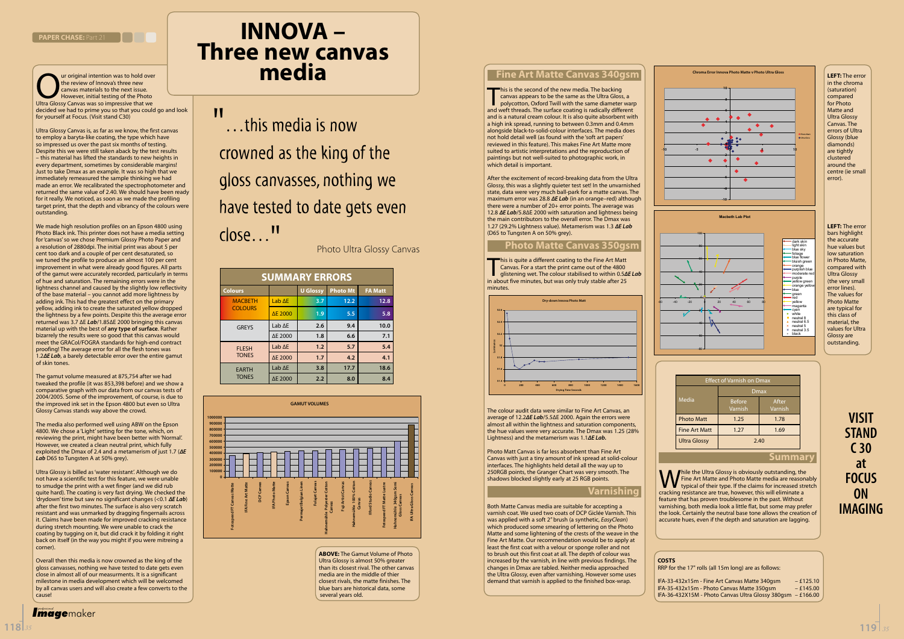PAPER CHASE: Part 21

# INNOVA – Three new canvas media

Our original intention was to hold over the review of Innova's three new canvas materials to the next issue. However, initial testing of the Photo Ultra Glossy Canvas was so impressive that we decided we had to prime you so that you could go and look for yourself at Focus. (Visit stand C30)

Ultra Glossy Canvas is, as far as we know, the first canvas to employ a baryta-like coating, the type which have so impressed us over the past six months of testing. Despite this we were still taken aback by the test results – this material has lifted the standards to new heights in every department, sometimes by considerable margins! Just to take Dmax as an example. It was so high that we immediately remeasured the sample thinking we had made an error. We recalibrated the spectrophotometer and returned the same value of 2.40. We should have been ready for it really. We noticed, as soon as we made the profiling target print, that the depth and vibrancy of the colours were outstanding.

We made high resolution profiles on an Epson 4800 using Photo Black ink. This printer does not have a media setting for 'canvas' so we chose Premium Glossy Photo Paper and a resolution of 2880dpi. The initial print was about 5 per cent too dark and a couple of per cent desaturated, so we tuned the profile to produce an almost 100 per cent improvement in what were already good figures. All parts of the gamut were accurately recorded, particularly in terms of hue and saturation. The remaining errors were in the lightness channel and caused by the slightly low reflectivity of the base material – you cannot add more lightness by adding ink. This had the greatest effect on the primary yellow, adding ink to create the saturated yellow dropped the lightness by a few points. Despite this the average error returned was 3.7 ΔE *Lab*/1.85ΔE 2000 bringing this canvas material up with the best of **any type of surface**. Rather bizarrely the results were so good that this canvas would meet the GRACoL/FOGRA standards for high-end contract proofing! The average error for all the flesh tones was 1.2*ΔE Lab*, a barely detectable error over the entire gamut of skin tones.

The gamut volume measured at 875,754 after we had tweaked the profile (it was 853,398 before) and we show a comparative graph with our data from our canvas tests of 2004/2005. Some of the improvement, of course, is due to the improved ink set in the Epson 4800 but even so Ultra Glossy Canvas stands way above the crowd.

The media also performed well using ABW on the Epson 4800. We chose a 'Light' setting for the tone, which, on reviewing the print, might have been better with 'Normal'. However, we created a clean neutral print, which fully exploited the Dmax of 2.4 and a metamerism of just 1.7 (*ΔE Lab* D65 to Tungsten A at 50% grey).

Ultra Glossy is billed as 'water resistant'. Although we do not have a scientific test for this feature, we were unable to smudge the print with a wet finger (and we did rub quite hard). The coating is very fast drying. We checked the 'drydown' time but saw no significant changes (<0.1 *ΔE Lab*) after the first two minutes. The surface is also very scratch resistant and was unmarked by dragging fingernails across it. Claims have been made for improved cracking resistance during stretch mounting. We were unable to crack the coating by tugging on it, but did crack it by folding it right back on itself (in the way you might if you were mitreing a corner).

Overall then this media is now crowned as the king of the gloss canvasses, nothing we have tested to date gets even close in almost all of our measurments. It is a significant milestone in media development which will be welcomed by all canvas users and will also create a few converts to the cause!

> "…this media is now crowned as the king of the gloss canvasses, nothing we have tested to date gets even close…"
>
> Photo Ultra Glossy Canvas

**SUMMARY ERRORS**

| Colours | | U Glossy | Photo Mt | FA Matt |
|---|---|---|---|---|
| MACBETH COLOURS | Lab ΔE | 3.7 | 12.2 | 12.8 |
| | ΔE 2000 | 1.9 | 5.5 | 5.8 |
| GREYS | Lab ΔE | 2.6 | 9.4 | 10.0 |
| | ΔE 2000 | 1.8 | 6.6 | 7.1 |
| FLESH TONES | Lab ΔE | 1.2 | 5.7 | 5.4 |
| | ΔE 2000 | 1.7 | 4.2 | 4.1 |
| EARTH TONES | Lab ΔE | 3.8 | 17.7 | 18.6 |
| | ΔE 2000 | 2.2 | 8.0 | 8.4 |

GAMUT VOLUMES

1000000
900000
800000
700000
600000
500000
400000
300000
200000
100000
0

Fotospeed FT Canvas Matte, IFA Fine Art Matte, DCP Canvas, IFA Photo Matte, Epson Canvas, Permajet Belgian Linen, Folajet Canvas, Hahnemühle Polyester Cotton Canvas, Fuji Artist Canvas, Hahnemühle 100% Cotton Canvas, Ilford Studio Canvas, Fotospeed FT Matte Lustre, Hahnemühle 340gsm Semi Gloss Canvas, IFA Ultra Gloss Canvas

**ABOVE:** The Gamut Volume of Photo Ultra Glossy is almost 50% greater than its closest rival. The other canvas media are in the middle of thier closest rivals, the matte finishes. The blue bars are historical data, some several years old.

## Fine Art Matte Canvas 340gsm

This is the second of the new media. The backing canvas appears to be the same as the Ultra Gloss, a polycotton, Oxford Twill with the same diameter warp and weft threads. The surface coating is radically different and is a natural cream colour. It is also quite absorbent with a high ink spread, running to between 0.3mm and 0.4mm alongside black-to-solid-colour interfaces. The media does not hold detail well (as found with the 'fine art papers' reviewed in this feature). This makes Fine Art Matte more suited to artistic interpretations and the reproduction of paintings but not well-suited to photographic work, in which detail is important.

After the excitement of record-breaking data from the Ultra Glossy, this was a slightly quieter test set! In the unvarnished state, data were very much ball-park for a matte canvas. The maximum error was 28.8 *ΔE Lab* (in an orange–red) although there were a number of 20+ error points. The average was 12.8 *ΔE Lab*/5.8ΔE 2000 with saturation and lightness being the main contributors to the overall error. The Dmax was 1.27 (29.2% Lightness value). Metamerism was 1.3 *ΔE Lab* (D65 to Tungsten A on 50% grey).

## Photo Matte Canvas 350gsm

This is quite a different coating to the Fine Art Matt Canvas. For a start the print came out of the 4800 glistening wet. The colour stabilised to within 0.5*ΔE Lab* in about five minutes, but was only truly stable after 25 minutes.

Dry-down Innova Photo Matt

Luminance
32.6
32.4
32.2
32
31.8
31.6
31.4
0 200 400 600 800 1000 1200 1400 1600
Drying Time Seconds

The colour audit data were similar to Fine Art Canvas, an average of 12.2*ΔE Lab*/5.5ΔE 2000. Again the errors were almost all within the lightness and saturation components, the hue values were very accurate. The Dmax was 1.25 (28% Lightness) and the metamerism was 1.1*ΔE Lab.*

Photo Matt Canvas is far less absorbent than Fine Art Canvas with just a tiny amount of ink spread at solid-colour interfaces. The highlights held detail all the way up to 250RGB points, the Granger Chart was very smooth. The shadows blocked slightly early at 25 RGB points.

## Varnishing

Both Matte Canvas media are suitable for accepting a varnish coat. We used two coats of DCP Giclée Varnish. This was applied with a soft 2" brush (a synthetic, *EasyClean*) which produced some smearing of lettering on the Photo Matte and some lightening of the crests of the weave in the Fine Art Matte. Our recommendation would be to apply at least the first coat with a velour or sponge roller and not to brush out this first coat at all. The depth of colour was increased by the varnish, in line with previous findings. The changes in Dmax are tabled. Neither media approached the Ultra Glossy, even after varnishing. However some uses demand that varnish is applied to the finished box-wrap.

Chroma Error Innova Photo Matte v Photo Ultra Gloss

10
8
6
4
2
0
-2
-4
-6
-8
-10
-10 -5 5 10

Photo Matt
Ultra Gloss

**LEFT:** The error in the chroma (saturation) compared for Photo Matte and Ultra Glossy Canvas. The errors of Ultra Glossy (blue diamonds) are tightly clustered around the centre (ie small error).

Macbeth Lab Plot

100
80
60
40
20
0
-20
-40
-60
-80
-60 -40 -20 20 40 60 80

dark skin
light skin
blue sky
foliage
blue flower
bluish green
orange
purplish blue
moderate red
purple
yellow green
orange yellow
blue
green
red
yellow
magenta
cyan
white
neutral 8
neutral 6.5
neutral 5
neutral 3.5
black

**LEFT:** The error bars highlight the accurate hue values but low saturation in Photo Matte, compared with Ultra Glossy (the very small error lines). The values for Photo Matte are typical for this class of material, the values for Ultra Glossy are outstanding.

**Effect of Varnish on Dmax**

| Media | Dmax | |
|---|---|---|
| | Before Varnish | After Varnish |
| Photo Matt | 1.25 | 1.78 |
| Fine Art Matt | 1.27 | 1.69 |
| Ultra Glossy | 2.40 | |

## Summary

While the Ultra Glossy is obviously outstanding, the Fine Art Matte and Photo Matte results are reasonably typical of their type. If the claims for increased stretch cracking resistance are true, however, this will eliminate a feature that has proven troublesome in the past. Without varnishing, both media look a little flat, but some may prefer the look. Certainly the neutral base tone allows the creation of accurate hues, even if the depth and saturation are lagging.

**VISIT STAND C 30 at FOCUS ON IMAGING**

**COSTS**

RRP for the 17" rolls (all 15m long) are as follows:

IFA-33-432x15m - Fine Art Canvas Matte 340gsm – £125.10
IFA-35-432x15m - Photo Canvas Matte 350gsm – £145.00
IFA-36-432X15M - Photo Canvas Ultra Glossy 380gsm – £166.00